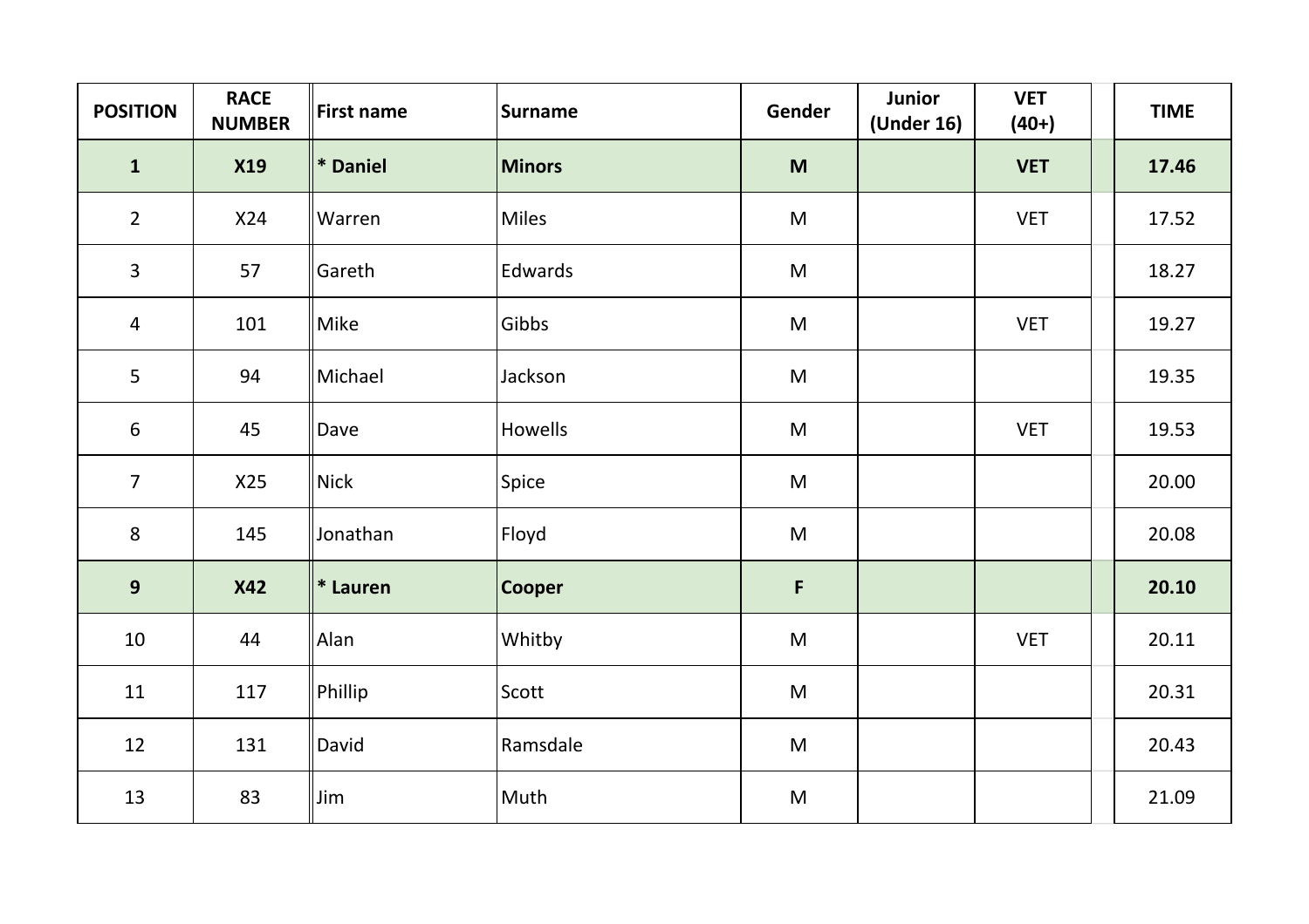| POSITION | RACE NUMBER | First name | Surname | Gender | Junior (Under 16) | VET (40+) | TIME |
|---|---|---|---|---|---|---|---|
| **1** | **X19** | **\* Daniel** | **Minors** | **M** | | **VET** | **17.46** |
| 2 | X24 | Warren | Miles | M | | VET | 17.52 |
| 3 | 57 | Gareth | Edwards | M | | | 18.27 |
| 4 | 101 | Mike | Gibbs | M | | VET | 19.27 |
| 5 | 94 | Michael | Jackson | M | | | 19.35 |
| 6 | 45 | Dave | Howells | M | | VET | 19.53 |
| 7 | X25 | Nick | Spice | M | | | 20.00 |
| 8 | 145 | Jonathan | Floyd | M | | | 20.08 |
| **9** | **X42** | **\* Lauren** | **Cooper** | **F** | | | **20.10** |
| 10 | 44 | Alan | Whitby | M | | VET | 20.11 |
| 11 | 117 | Phillip | Scott | M | | | 20.31 |
| 12 | 131 | David | Ramsdale | M | | | 20.43 |
| 13 | 83 | Jim | Muth | M | | | 21.09 |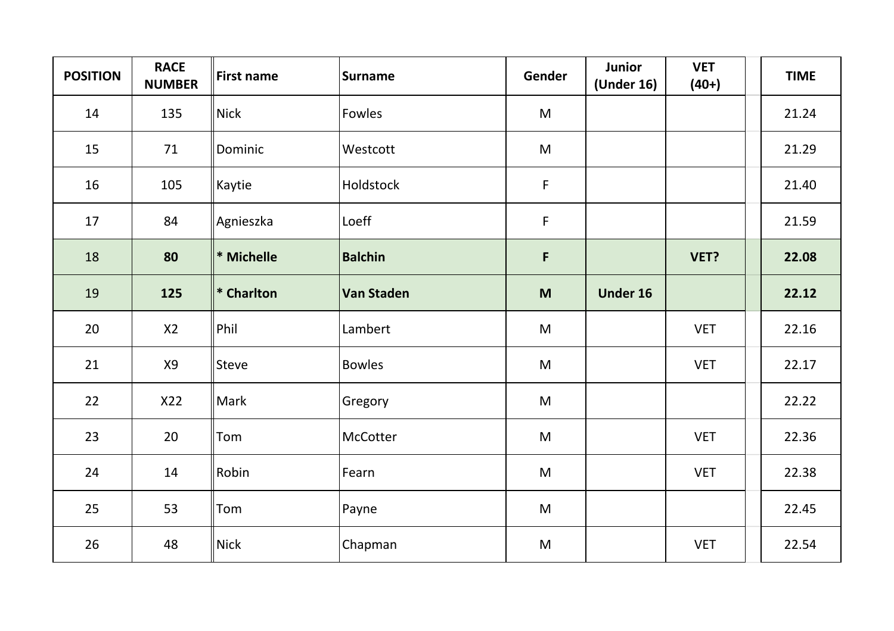| POSITION | RACE NUMBER | First name | Surname | Gender | Junior (Under 16) | VET (40+) | TIME |
|---|---|---|---|---|---|---|---|
| 14 | 135 | Nick | Fowles | M | | | 21.24 |
| 15 | 71 | Dominic | Westcott | M | | | 21.29 |
| 16 | 105 | Kaytie | Holdstock | F | | | 21.40 |
| 17 | 84 | Agnieszka | Loeff | F | | | 21.59 |
| 18 | **80** | **\* Michelle** | **Balchin** | **F** | | **VET?** | **22.08** |
| 19 | **125** | **\* Charlton** | **Van Staden** | **M** | **Under 16** | | **22.12** |
| 20 | X2 | Phil | Lambert | M | | VET | 22.16 |
| 21 | X9 | Steve | Bowles | M | | VET | 22.17 |
| 22 | X22 | Mark | Gregory | M | | | 22.22 |
| 23 | 20 | Tom | McCotter | M | | VET | 22.36 |
| 24 | 14 | Robin | Fearn | M | | VET | 22.38 |
| 25 | 53 | Tom | Payne | M | | | 22.45 |
| 26 | 48 | Nick | Chapman | M | | VET | 22.54 |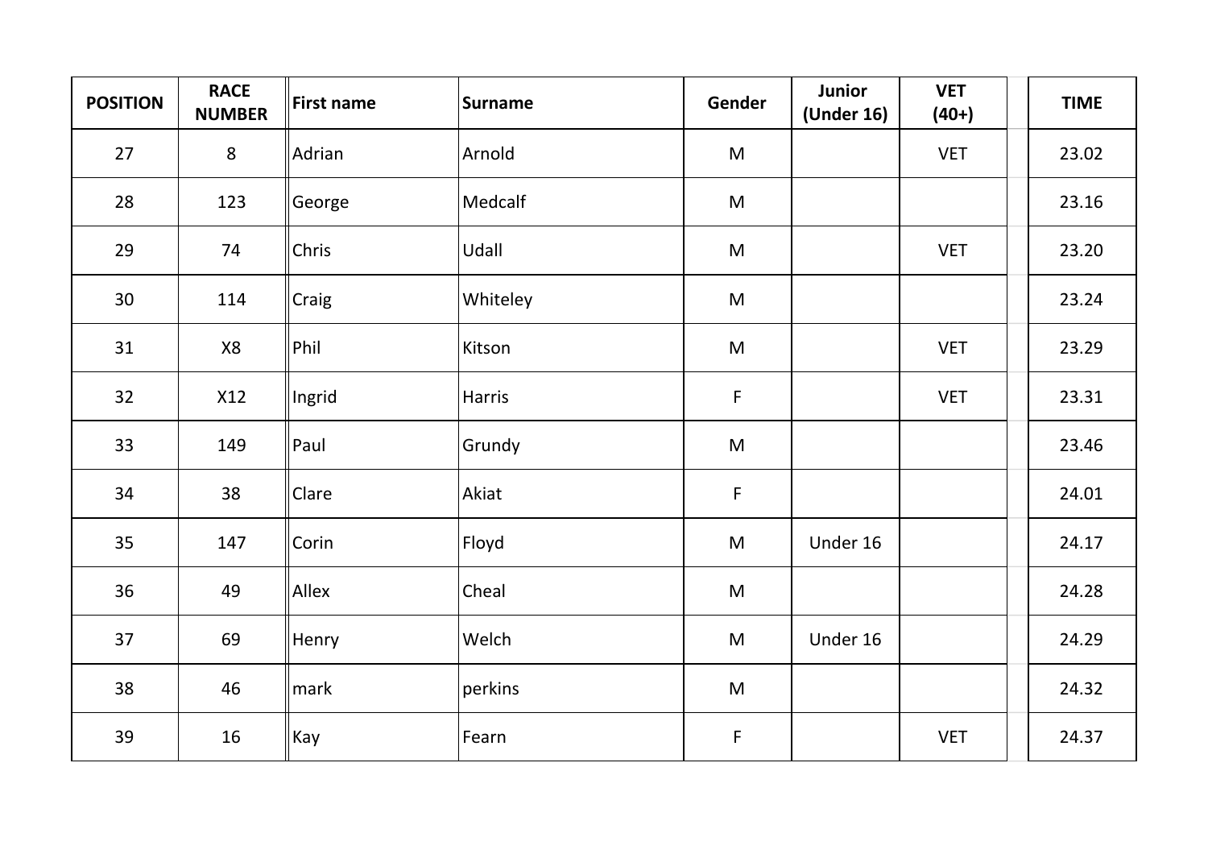| POSITION | RACE NUMBER | First name | Surname | Gender | Junior (Under 16) | VET (40+) | TIME |
|---|---|---|---|---|---|---|---|
| 27 | 8 | Adrian | Arnold | M | | VET | 23.02 |
| 28 | 123 | George | Medcalf | M | | | 23.16 |
| 29 | 74 | Chris | Udall | M | | VET | 23.20 |
| 30 | 114 | Craig | Whiteley | M | | | 23.24 |
| 31 | X8 | Phil | Kitson | M | | VET | 23.29 |
| 32 | X12 | Ingrid | Harris | F | | VET | 23.31 |
| 33 | 149 | Paul | Grundy | M | | | 23.46 |
| 34 | 38 | Clare | Akiat | F | | | 24.01 |
| 35 | 147 | Corin | Floyd | M | Under 16 | | 24.17 |
| 36 | 49 | Allex | Cheal | M | | | 24.28 |
| 37 | 69 | Henry | Welch | M | Under 16 | | 24.29 |
| 38 | 46 | mark | perkins | M | | | 24.32 |
| 39 | 16 | Kay | Fearn | F | | VET | 24.37 |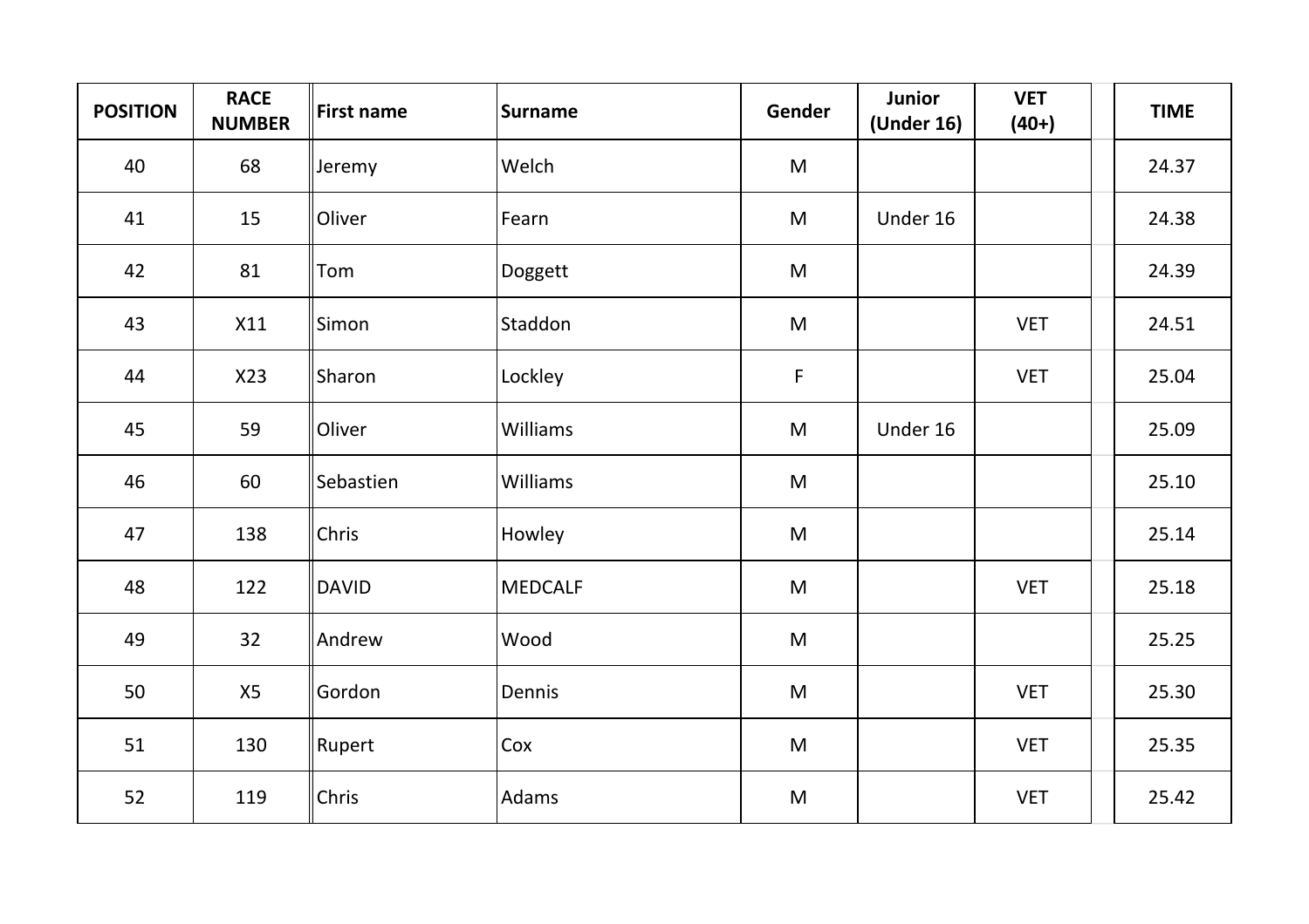| POSITION | RACE NUMBER | First name | Surname | Gender | Junior (Under 16) | VET (40+) | TIME |
|---|---|---|---|---|---|---|---|
| 40 | 68 | Jeremy | Welch | M | | | 24.37 |
| 41 | 15 | Oliver | Fearn | M | Under 16 | | 24.38 |
| 42 | 81 | Tom | Doggett | M | | | 24.39 |
| 43 | X11 | Simon | Staddon | M | | VET | 24.51 |
| 44 | X23 | Sharon | Lockley | F | | VET | 25.04 |
| 45 | 59 | Oliver | Williams | M | Under 16 | | 25.09 |
| 46 | 60 | Sebastien | Williams | M | | | 25.10 |
| 47 | 138 | Chris | Howley | M | | | 25.14 |
| 48 | 122 | DAVID | MEDCALF | M | | VET | 25.18 |
| 49 | 32 | Andrew | Wood | M | | | 25.25 |
| 50 | X5 | Gordon | Dennis | M | | VET | 25.30 |
| 51 | 130 | Rupert | Cox | M | | VET | 25.35 |
| 52 | 119 | Chris | Adams | M | | VET | 25.42 |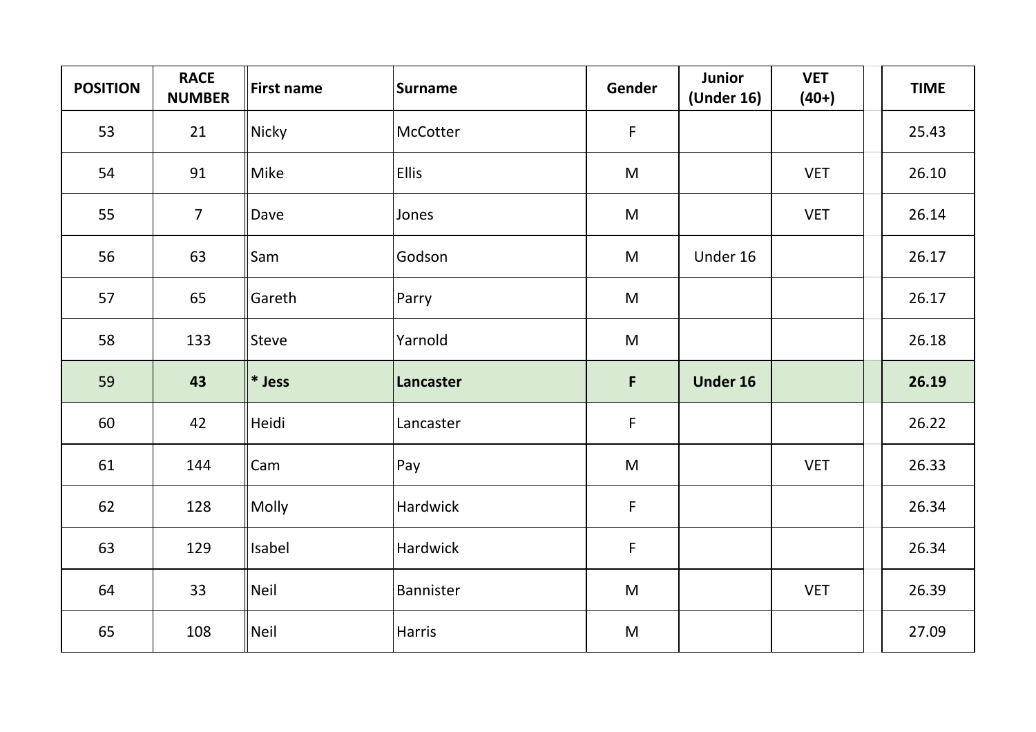| POSITION | RACE NUMBER | First name | Surname | Gender | Junior (Under 16) | VET (40+) | TIME |
|---|---|---|---|---|---|---|---|
| 53 | 21 | Nicky | McCotter | F | | | 25.43 |
| 54 | 91 | Mike | Ellis | M | | VET | 26.10 |
| 55 | 7 | Dave | Jones | M | | VET | 26.14 |
| 56 | 63 | Sam | Godson | M | Under 16 | | 26.17 |
| 57 | 65 | Gareth | Parry | M | | | 26.17 |
| 58 | 133 | Steve | Yarnold | M | | | 26.18 |
| 59 | **43** | **\* Jess** | **Lancaster** | **F** | **Under 16** | | **26.19** |
| 60 | 42 | Heidi | Lancaster | F | | | 26.22 |
| 61 | 144 | Cam | Pay | M | | VET | 26.33 |
| 62 | 128 | Molly | Hardwick | F | | | 26.34 |
| 63 | 129 | Isabel | Hardwick | F | | | 26.34 |
| 64 | 33 | Neil | Bannister | M | | VET | 26.39 |
| 65 | 108 | Neil | Harris | M | | | 27.09 |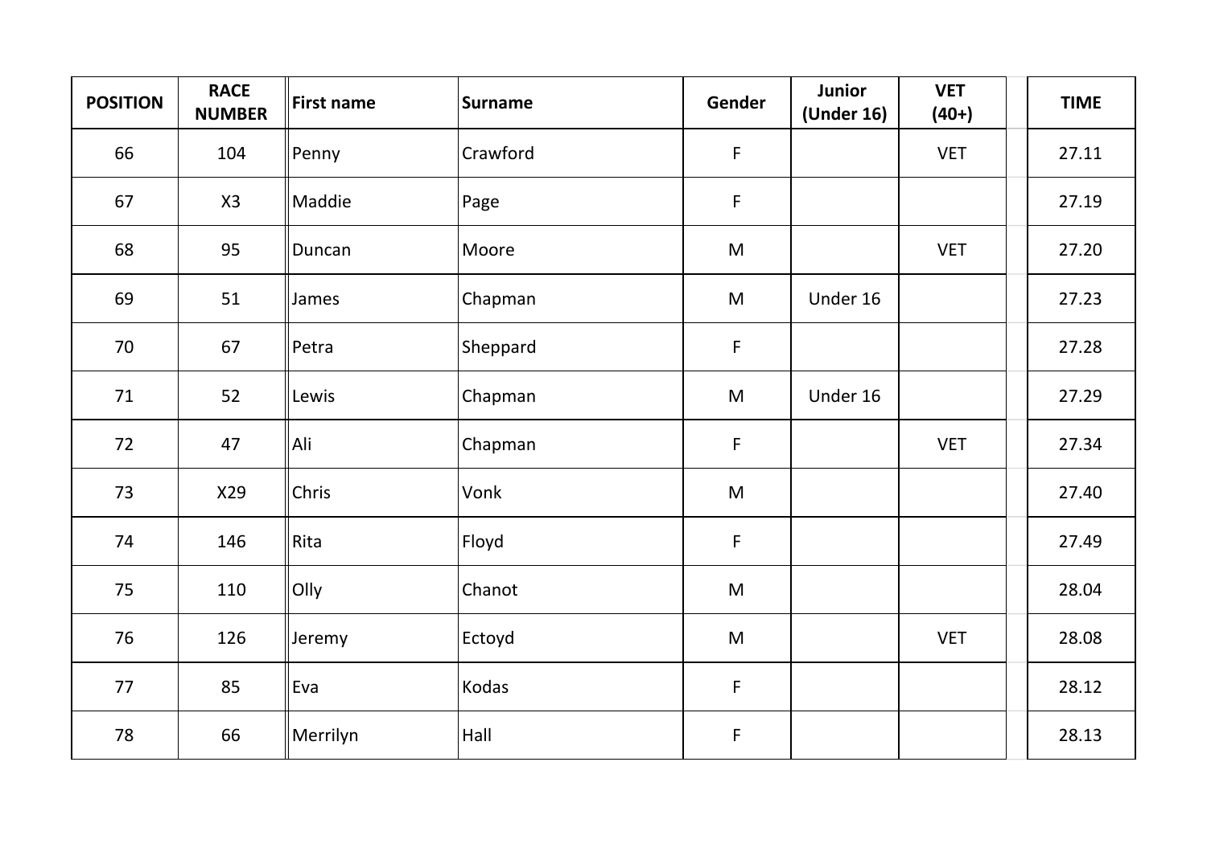| POSITION | RACE NUMBER | First name | Surname | Gender | Junior (Under 16) | VET (40+) | TIME |
|---|---|---|---|---|---|---|---|
| 66 | 104 | Penny | Crawford | F | | VET | 27.11 |
| 67 | X3 | Maddie | Page | F | | | 27.19 |
| 68 | 95 | Duncan | Moore | M | | VET | 27.20 |
| 69 | 51 | James | Chapman | M | Under 16 | | 27.23 |
| 70 | 67 | Petra | Sheppard | F | | | 27.28 |
| 71 | 52 | Lewis | Chapman | M | Under 16 | | 27.29 |
| 72 | 47 | Ali | Chapman | F | | VET | 27.34 |
| 73 | X29 | Chris | Vonk | M | | | 27.40 |
| 74 | 146 | Rita | Floyd | F | | | 27.49 |
| 75 | 110 | Olly | Chanot | M | | | 28.04 |
| 76 | 126 | Jeremy | Ectoyd | M | | VET | 28.08 |
| 77 | 85 | Eva | Kodas | F | | | 28.12 |
| 78 | 66 | Merrilyn | Hall | F | | | 28.13 |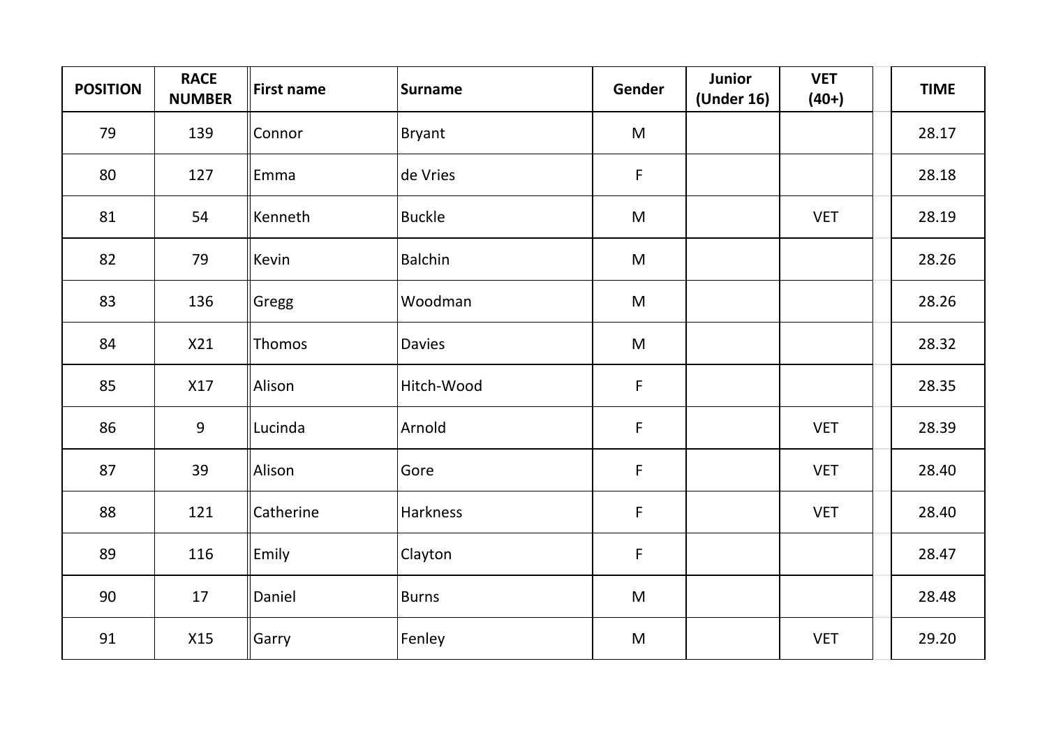| POSITION | RACE NUMBER | First name | Surname | Gender | Junior (Under 16) | VET (40+) | TIME |
|---|---|---|---|---|---|---|---|
| 79 | 139 | Connor | Bryant | M | | | 28.17 |
| 80 | 127 | Emma | de Vries | F | | | 28.18 |
| 81 | 54 | Kenneth | Buckle | M | | VET | 28.19 |
| 82 | 79 | Kevin | Balchin | M | | | 28.26 |
| 83 | 136 | Gregg | Woodman | M | | | 28.26 |
| 84 | X21 | Thomos | Davies | M | | | 28.32 |
| 85 | X17 | Alison | Hitch-Wood | F | | | 28.35 |
| 86 | 9 | Lucinda | Arnold | F | | VET | 28.39 |
| 87 | 39 | Alison | Gore | F | | VET | 28.40 |
| 88 | 121 | Catherine | Harkness | F | | VET | 28.40 |
| 89 | 116 | Emily | Clayton | F | | | 28.47 |
| 90 | 17 | Daniel | Burns | M | | | 28.48 |
| 91 | X15 | Garry | Fenley | M | | VET | 29.20 |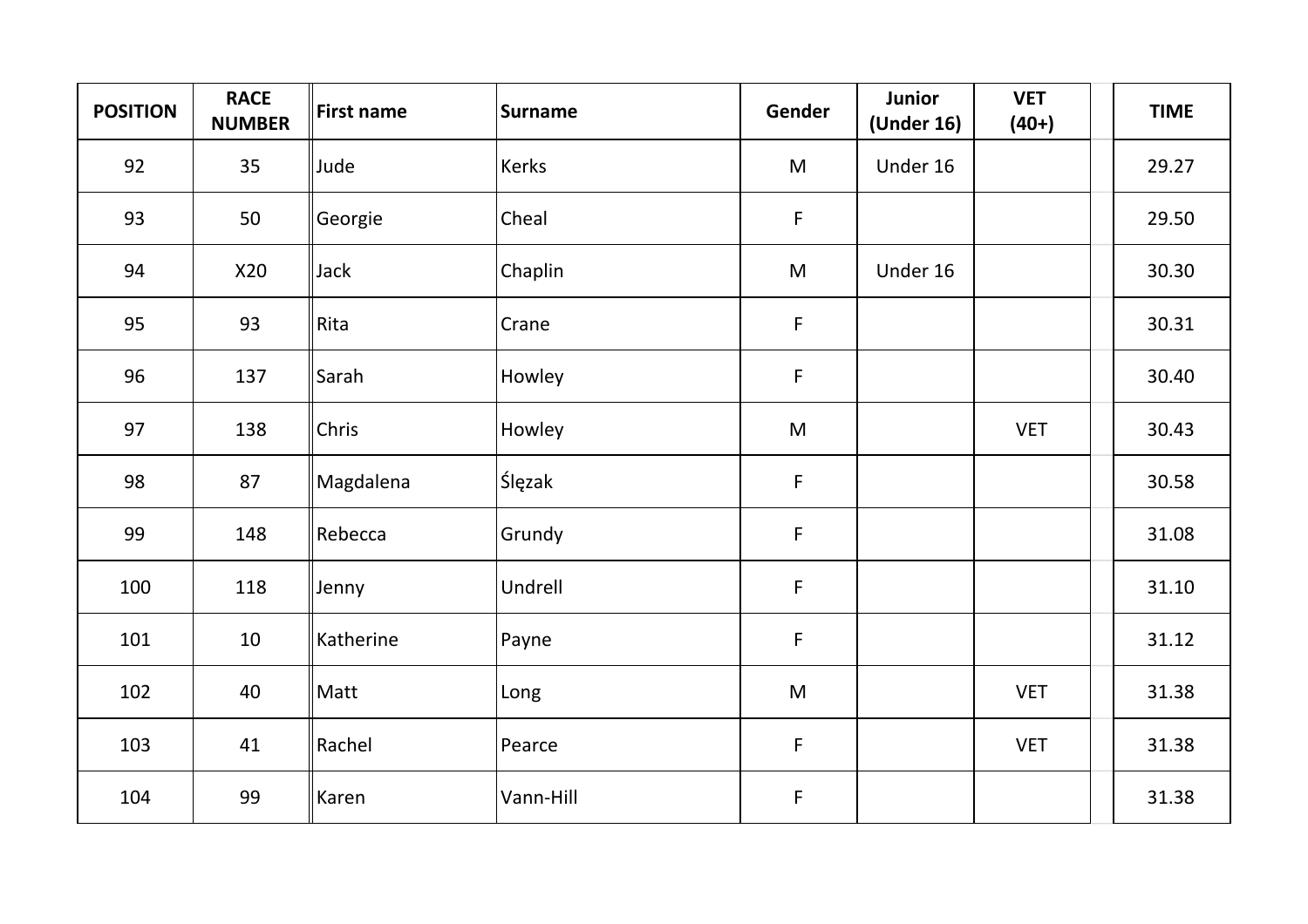| POSITION | RACE NUMBER | First name | Surname | Gender | Junior (Under 16) | VET (40+) | TIME |
|---|---|---|---|---|---|---|---|
| 92 | 35 | Jude | Kerks | M | Under 16 | | 29.27 |
| 93 | 50 | Georgie | Cheal | F | | | 29.50 |
| 94 | X20 | Jack | Chaplin | M | Under 16 | | 30.30 |
| 95 | 93 | Rita | Crane | F | | | 30.31 |
| 96 | 137 | Sarah | Howley | F | | | 30.40 |
| 97 | 138 | Chris | Howley | M | | VET | 30.43 |
| 98 | 87 | Magdalena | Ślęzak | F | | | 30.58 |
| 99 | 148 | Rebecca | Grundy | F | | | 31.08 |
| 100 | 118 | Jenny | Undrell | F | | | 31.10 |
| 101 | 10 | Katherine | Payne | F | | | 31.12 |
| 102 | 40 | Matt | Long | M | | VET | 31.38 |
| 103 | 41 | Rachel | Pearce | F | | VET | 31.38 |
| 104 | 99 | Karen | Vann-Hill | F | | | 31.38 |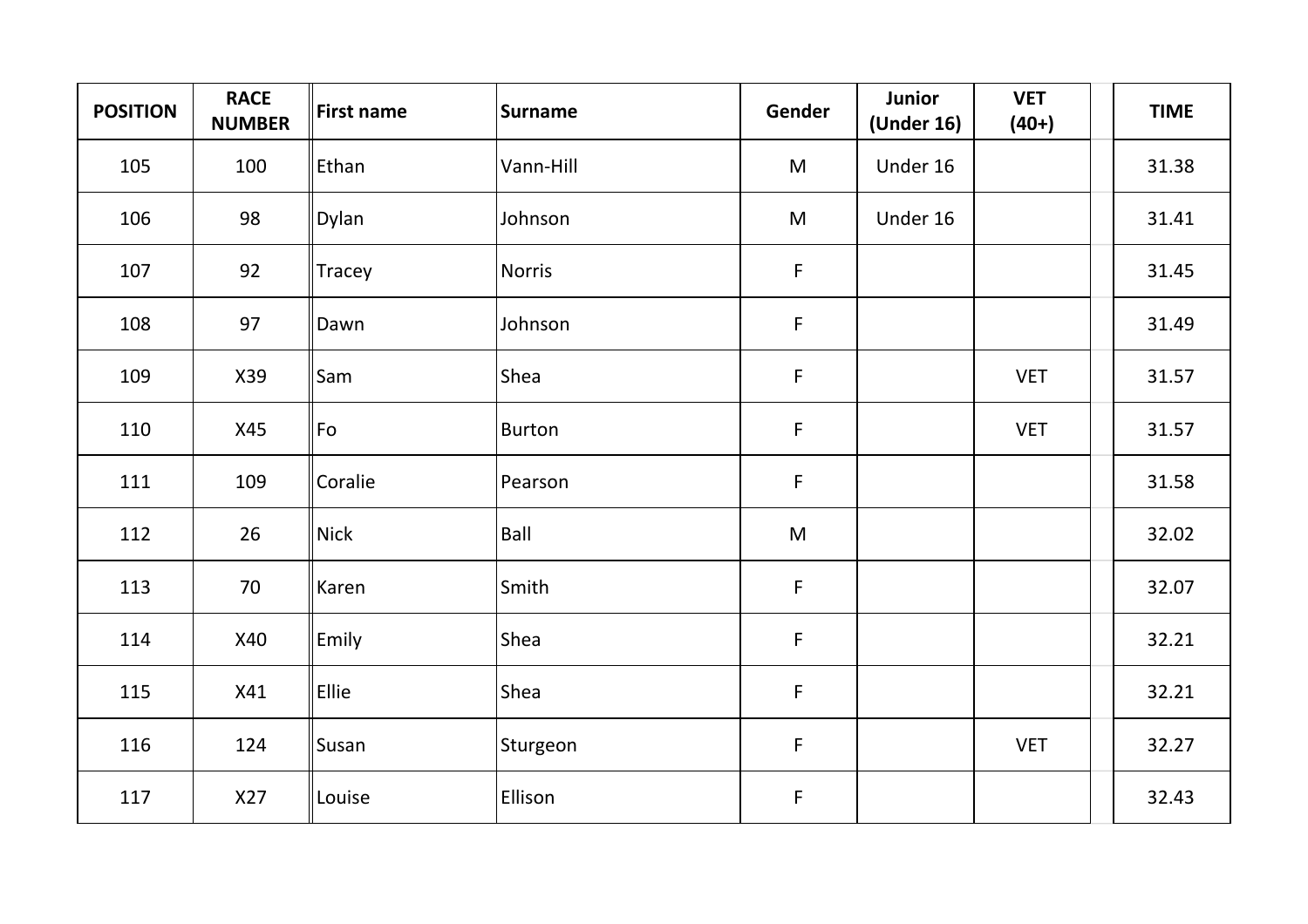| POSITION | RACE NUMBER | First name | Surname | Gender | Junior (Under 16) | VET (40+) | TIME |
| --- | --- | --- | --- | --- | --- | --- | --- |
| 105 | 100 | Ethan | Vann-Hill | M | Under 16 | | 31.38 |
| 106 | 98 | Dylan | Johnson | M | Under 16 | | 31.41 |
| 107 | 92 | Tracey | Norris | F | | | 31.45 |
| 108 | 97 | Dawn | Johnson | F | | | 31.49 |
| 109 | X39 | Sam | Shea | F | | VET | 31.57 |
| 110 | X45 | Fo | Burton | F | | VET | 31.57 |
| 111 | 109 | Coralie | Pearson | F | | | 31.58 |
| 112 | 26 | Nick | Ball | M | | | 32.02 |
| 113 | 70 | Karen | Smith | F | | | 32.07 |
| 114 | X40 | Emily | Shea | F | | | 32.21 |
| 115 | X41 | Ellie | Shea | F | | | 32.21 |
| 116 | 124 | Susan | Sturgeon | F | | VET | 32.27 |
| 117 | X27 | Louise | Ellison | F | | | 32.43 |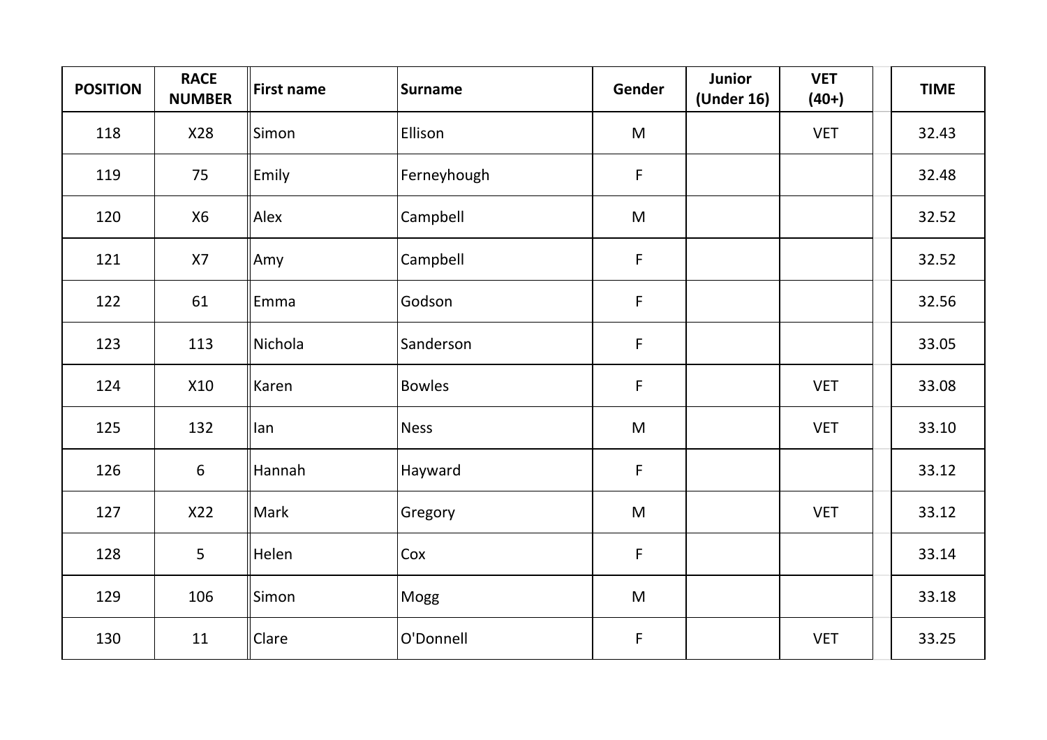| POSITION | RACE NUMBER | First name | Surname | Gender | Junior (Under 16) | VET (40+) | TIME |
|---|---|---|---|---|---|---|---|
| 118 | X28 | Simon | Ellison | M | | VET | 32.43 |
| 119 | 75 | Emily | Ferneyhough | F | | | 32.48 |
| 120 | X6 | Alex | Campbell | M | | | 32.52 |
| 121 | X7 | Amy | Campbell | F | | | 32.52 |
| 122 | 61 | Emma | Godson | F | | | 32.56 |
| 123 | 113 | Nichola | Sanderson | F | | | 33.05 |
| 124 | X10 | Karen | Bowles | F | | VET | 33.08 |
| 125 | 132 | Ian | Ness | M | | VET | 33.10 |
| 126 | 6 | Hannah | Hayward | F | | | 33.12 |
| 127 | X22 | Mark | Gregory | M | | VET | 33.12 |
| 128 | 5 | Helen | Cox | F | | | 33.14 |
| 129 | 106 | Simon | Mogg | M | | | 33.18 |
| 130 | 11 | Clare | O'Donnell | F | | VET | 33.25 |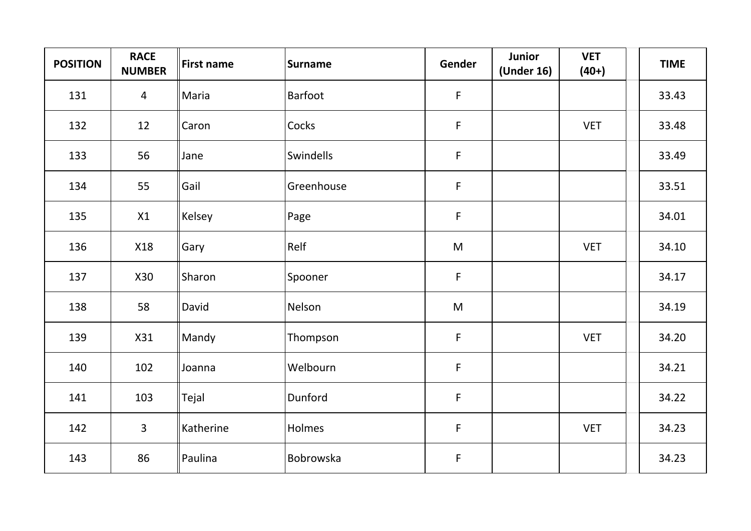| POSITION | RACE NUMBER | First name | Surname | Gender | Junior (Under 16) | VET (40+) | TIME |
|---|---|---|---|---|---|---|---|
| 131 | 4 | Maria | Barfoot | F | | | 33.43 |
| 132 | 12 | Caron | Cocks | F | | VET | 33.48 |
| 133 | 56 | Jane | Swindells | F | | | 33.49 |
| 134 | 55 | Gail | Greenhouse | F | | | 33.51 |
| 135 | X1 | Kelsey | Page | F | | | 34.01 |
| 136 | X18 | Gary | Relf | M | | VET | 34.10 |
| 137 | X30 | Sharon | Spooner | F | | | 34.17 |
| 138 | 58 | David | Nelson | M | | | 34.19 |
| 139 | X31 | Mandy | Thompson | F | | VET | 34.20 |
| 140 | 102 | Joanna | Welbourn | F | | | 34.21 |
| 141 | 103 | Tejal | Dunford | F | | | 34.22 |
| 142 | 3 | Katherine | Holmes | F | | VET | 34.23 |
| 143 | 86 | Paulina | Bobrowska | F | | | 34.23 |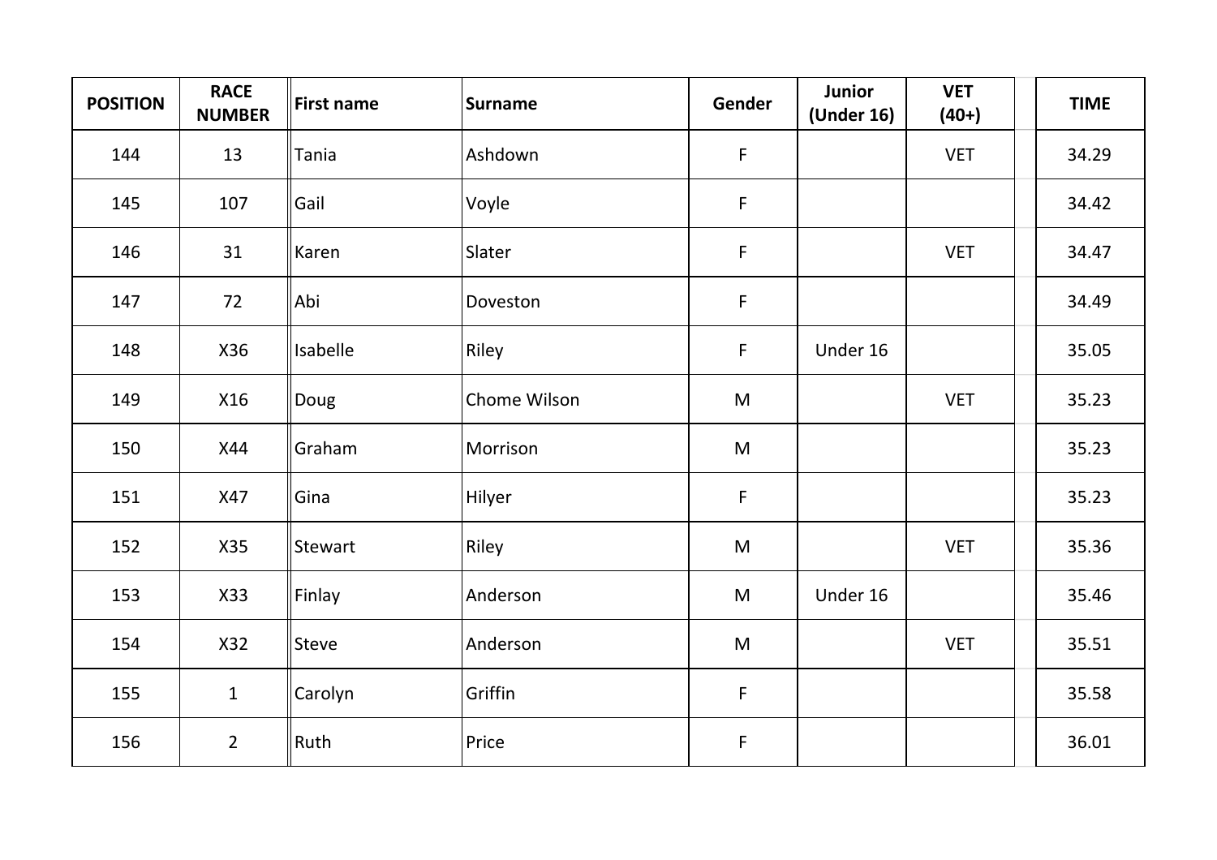| POSITION | RACE NUMBER | First name | Surname | Gender | Junior (Under 16) | VET (40+) | TIME |
|---|---|---|---|---|---|---|---|
| 144 | 13 | Tania | Ashdown | F | | VET | 34.29 |
| 145 | 107 | Gail | Voyle | F | | | 34.42 |
| 146 | 31 | Karen | Slater | F | | VET | 34.47 |
| 147 | 72 | Abi | Doveston | F | | | 34.49 |
| 148 | X36 | Isabelle | Riley | F | Under 16 | | 35.05 |
| 149 | X16 | Doug | Chome Wilson | M | | VET | 35.23 |
| 150 | X44 | Graham | Morrison | M | | | 35.23 |
| 151 | X47 | Gina | Hilyer | F | | | 35.23 |
| 152 | X35 | Stewart | Riley | M | | VET | 35.36 |
| 153 | X33 | Finlay | Anderson | M | Under 16 | | 35.46 |
| 154 | X32 | Steve | Anderson | M | | VET | 35.51 |
| 155 | 1 | Carolyn | Griffin | F | | | 35.58 |
| 156 | 2 | Ruth | Price | F | | | 36.01 |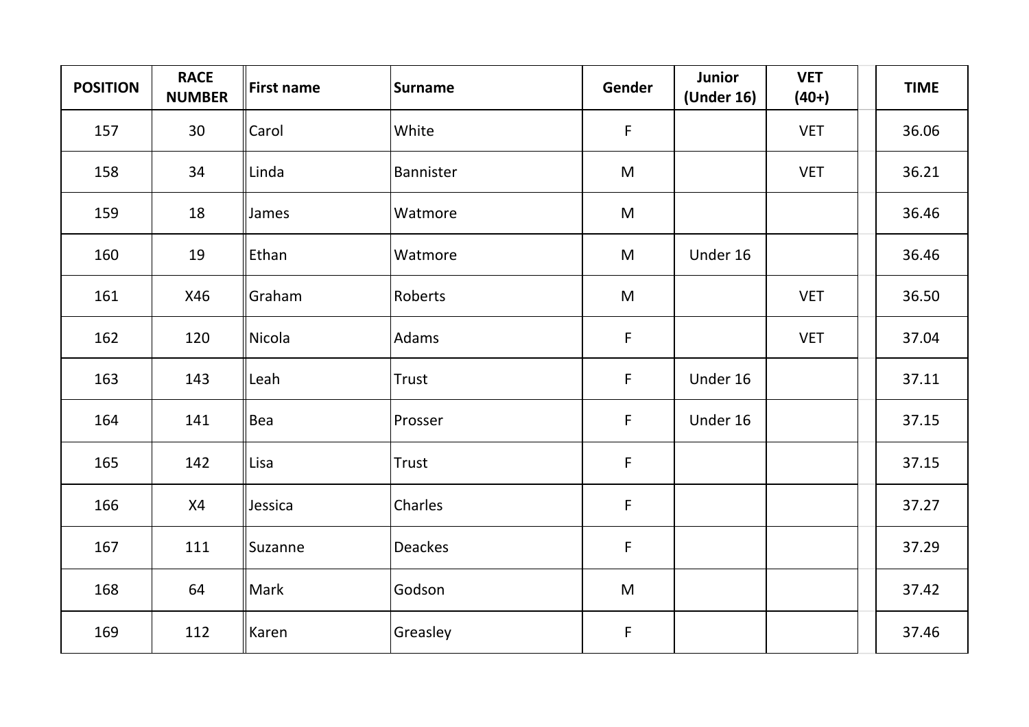| POSITION | RACE NUMBER | First name | Surname | Gender | Junior (Under 16) | VET (40+) | TIME |
|---|---|---|---|---|---|---|---|
| 157 | 30 | Carol | White | F | | VET | 36.06 |
| 158 | 34 | Linda | Bannister | M | | VET | 36.21 |
| 159 | 18 | James | Watmore | M | | | 36.46 |
| 160 | 19 | Ethan | Watmore | M | Under 16 | | 36.46 |
| 161 | X46 | Graham | Roberts | M | | VET | 36.50 |
| 162 | 120 | Nicola | Adams | F | | VET | 37.04 |
| 163 | 143 | Leah | Trust | F | Under 16 | | 37.11 |
| 164 | 141 | Bea | Prosser | F | Under 16 | | 37.15 |
| 165 | 142 | Lisa | Trust | F | | | 37.15 |
| 166 | X4 | Jessica | Charles | F | | | 37.27 |
| 167 | 111 | Suzanne | Deackes | F | | | 37.29 |
| 168 | 64 | Mark | Godson | M | | | 37.42 |
| 169 | 112 | Karen | Greasley | F | | | 37.46 |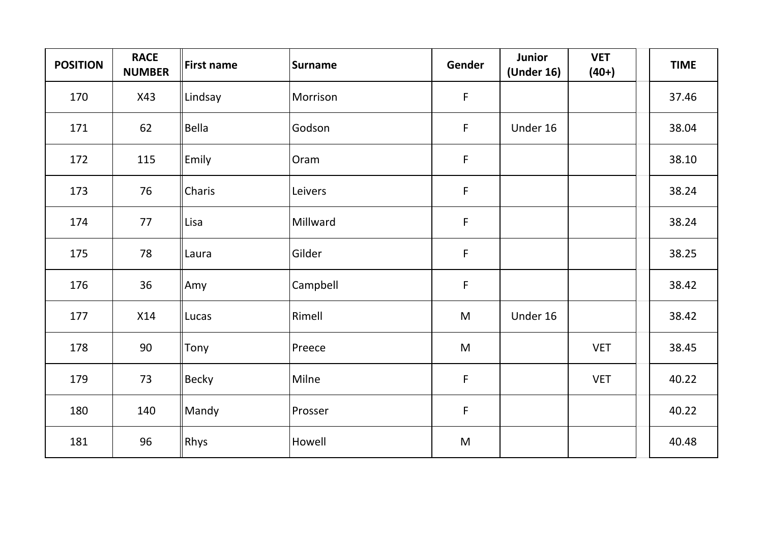| POSITION | RACE NUMBER | First name | Surname | Gender | Junior (Under 16) | VET (40+) | TIME |
|---|---|---|---|---|---|---|---|
| 170 | X43 | Lindsay | Morrison | F | | | 37.46 |
| 171 | 62 | Bella | Godson | F | Under 16 | | 38.04 |
| 172 | 115 | Emily | Oram | F | | | 38.10 |
| 173 | 76 | Charis | Leivers | F | | | 38.24 |
| 174 | 77 | Lisa | Millward | F | | | 38.24 |
| 175 | 78 | Laura | Gilder | F | | | 38.25 |
| 176 | 36 | Amy | Campbell | F | | | 38.42 |
| 177 | X14 | Lucas | Rimell | M | Under 16 | | 38.42 |
| 178 | 90 | Tony | Preece | M | | VET | 38.45 |
| 179 | 73 | Becky | Milne | F | | VET | 40.22 |
| 180 | 140 | Mandy | Prosser | F | | | 40.22 |
| 181 | 96 | Rhys | Howell | M | | | 40.48 |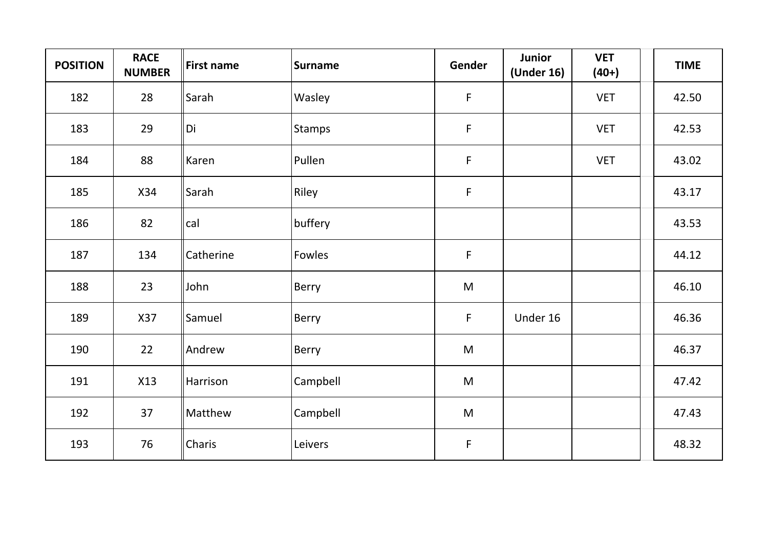| POSITION | RACE NUMBER | First name | Surname | Gender | Junior (Under 16) | VET (40+) | TIME |
|---|---|---|---|---|---|---|---|
| 182 | 28 | Sarah | Wasley | F | | VET | 42.50 |
| 183 | 29 | Di | Stamps | F | | VET | 42.53 |
| 184 | 88 | Karen | Pullen | F | | VET | 43.02 |
| 185 | X34 | Sarah | Riley | F | | | 43.17 |
| 186 | 82 | cal | buffery | | | | 43.53 |
| 187 | 134 | Catherine | Fowles | F | | | 44.12 |
| 188 | 23 | John | Berry | M | | | 46.10 |
| 189 | X37 | Samuel | Berry | F | Under 16 | | 46.36 |
| 190 | 22 | Andrew | Berry | M | | | 46.37 |
| 191 | X13 | Harrison | Campbell | M | | | 47.42 |
| 192 | 37 | Matthew | Campbell | M | | | 47.43 |
| 193 | 76 | Charis | Leivers | F | | | 48.32 |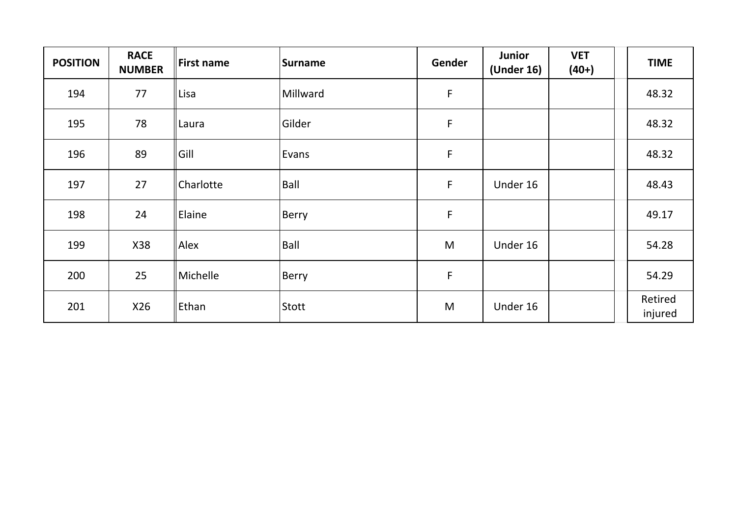| POSITION | RACE NUMBER | First name | Surname | Gender | Junior (Under 16) | VET (40+) | TIME |
|---|---|---|---|---|---|---|---|
| 194 | 77 | Lisa | Millward | F | | | 48.32 |
| 195 | 78 | Laura | Gilder | F | | | 48.32 |
| 196 | 89 | Gill | Evans | F | | | 48.32 |
| 197 | 27 | Charlotte | Ball | F | Under 16 | | 48.43 |
| 198 | 24 | Elaine | Berry | F | | | 49.17 |
| 199 | X38 | Alex | Ball | M | Under 16 | | 54.28 |
| 200 | 25 | Michelle | Berry | F | | | 54.29 |
| 201 | X26 | Ethan | Stott | M | Under 16 | | Retired injured |